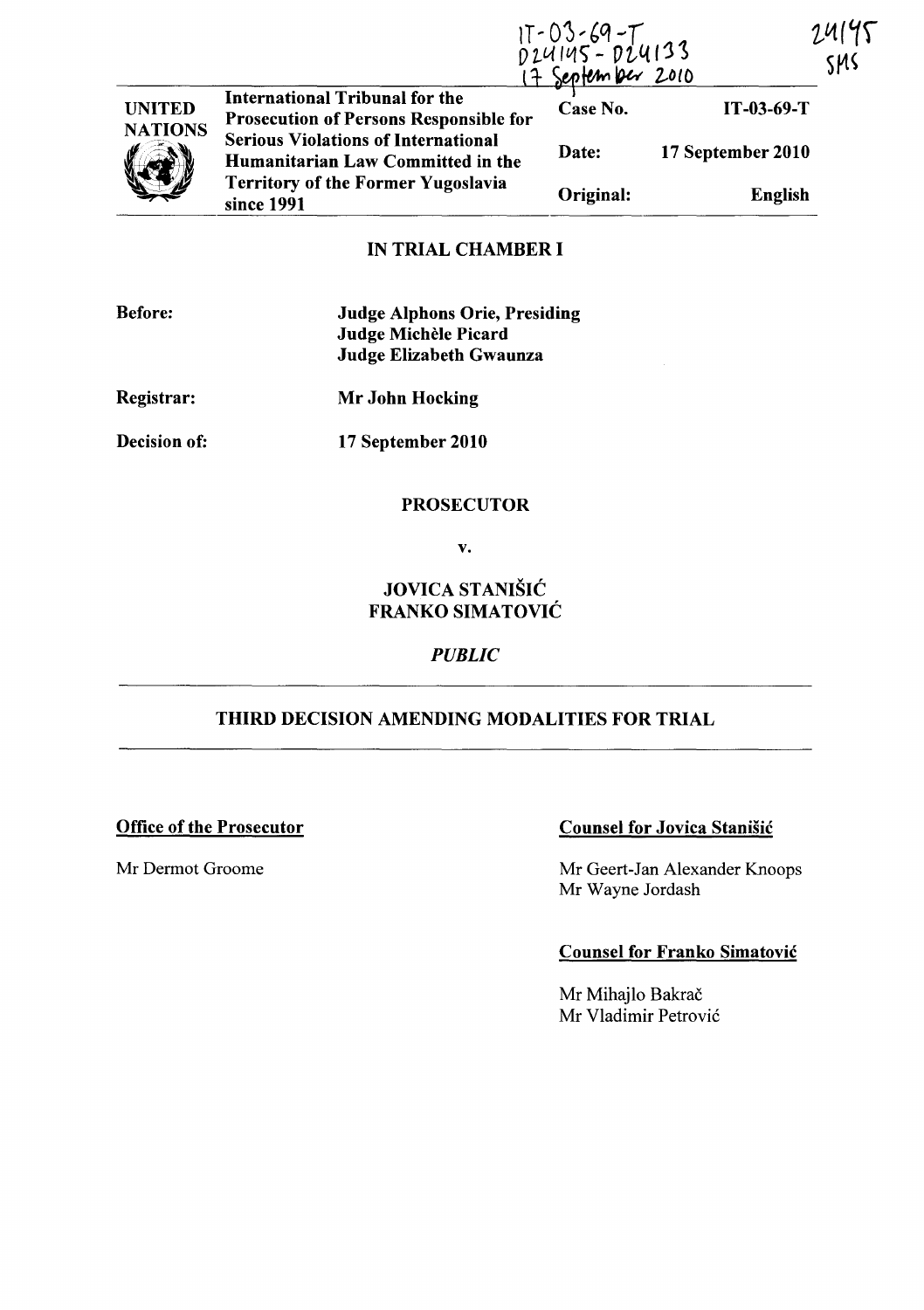IT-03-69-T
D24145 - D24133
17 September 2010

24145
SMS

| UNITED NATIONS | International Tribunal for the Prosecution of Persons Responsible for Serious Violations of International Humanitarian Law Committed in the Territory of the Former Yugoslavia since 1991 | Case No. | IT-03-69-T |
|---|---|---|---|
| | | Date: | 17 September 2010 |
| | | Original: | English |

## IN TRIAL CHAMBER I

**Before:** **Judge Alphons Orie, Presiding**
**Judge Michèle Picard**
**Judge Elizabeth Gwaunza**

**Registrar:** **Mr John Hocking**

**Decision of:** **17 September 2010**

**PROSECUTOR**

**v.**

**JOVICA STANIŠIĆ**
**FRANKO SIMATOVIĆ**

***PUBLIC***

## THIRD DECISION AMENDING MODALITIES FOR TRIAL

**Office of the Prosecutor**

Mr Dermot Groome

**Counsel for Jovica Stanišić**

Mr Geert-Jan Alexander Knoops
Mr Wayne Jordash

**Counsel for Franko Simatović**

Mr Mihajlo Bakrač
Mr Vladimir Petrović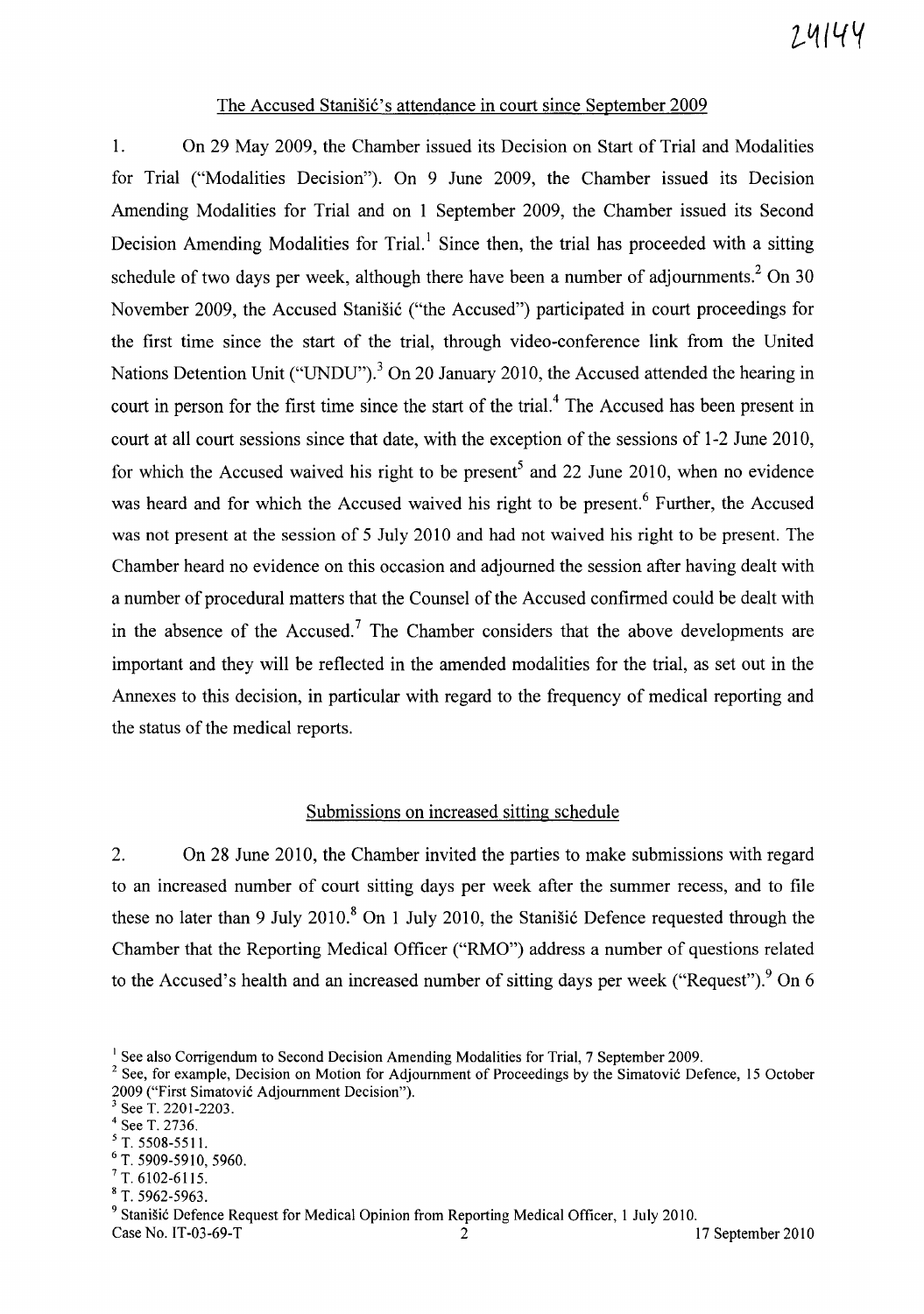## The Accused Stanišić's attendance in court since September 2009

1. On 29 May 2009, the Chamber issued its Decision on Start of Trial and Modalities for Trial ("Modalities Decision"). On 9 June 2009, the Chamber issued its Decision Amending Modalities for Trial and on 1 September 2009, the Chamber issued its Second Decision Amending Modalities for Trial.[1] Since then, the trial has proceeded with a sitting schedule of two days per week, although there have been a number of adjournments.[2] On 30 November 2009, the Accused Stanišić ("the Accused") participated in court proceedings for the first time since the start of the trial, through video-conference link from the United Nations Detention Unit ("UNDU").[3] On 20 January 2010, the Accused attended the hearing in court in person for the first time since the start of the trial.[4] The Accused has been present in court at all court sessions since that date, with the exception of the sessions of 1-2 June 2010, for which the Accused waived his right to be present[5] and 22 June 2010, when no evidence was heard and for which the Accused waived his right to be present.[6] Further, the Accused was not present at the session of 5 July 2010 and had not waived his right to be present. The Chamber heard no evidence on this occasion and adjourned the session after having dealt with a number of procedural matters that the Counsel of the Accused confirmed could be dealt with in the absence of the Accused.[7] The Chamber considers that the above developments are important and they will be reflected in the amended modalities for the trial, as set out in the Annexes to this decision, in particular with regard to the frequency of medical reporting and the status of the medical reports.

## Submissions on increased sitting schedule

2. On 28 June 2010, the Chamber invited the parties to make submissions with regard to an increased number of court sitting days per week after the summer recess, and to file these no later than 9 July 2010.[8] On 1 July 2010, the Stanišić Defence requested through the Chamber that the Reporting Medical Officer ("RMO") address a number of questions related to the Accused's health and an increased number of sitting days per week ("Request").[9] On 6

---

[1] See also Corrigendum to Second Decision Amending Modalities for Trial, 7 September 2009.

[2] See, for example, Decision on Motion for Adjournment of Proceedings by the Simatović Defence, 15 October 2009 ("First Simatović Adjournment Decision").

[3] See T. 2201-2203.

[4] See T. 2736.

[5] T. 5508-5511.

[6] T. 5909-5910, 5960.

[7] T. 6102-6115.

[8] T. 5962-5963.

[9] Stanišić Defence Request for Medical Opinion from Reporting Medical Officer, 1 July 2010.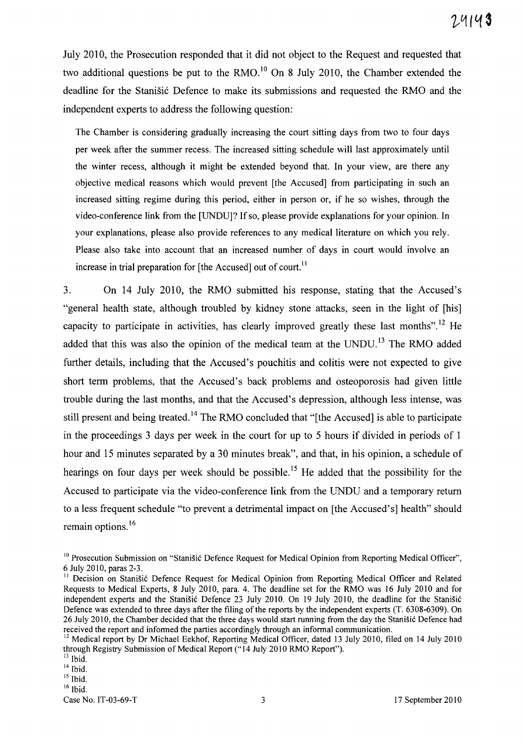July 2010, the Prosecution responded that it did not object to the Request and requested that two additional questions be put to the RMO.[10] On 8 July 2010, the Chamber extended the deadline for the Stanišić Defence to make its submissions and requested the RMO and the independent experts to address the following question:

> The Chamber is considering gradually increasing the court sitting days from two to four days per week after the summer recess. The increased sitting schedule will last approximately until the winter recess, although it might be extended beyond that. In your view, are there any objective medical reasons which would prevent [the Accused] from participating in such an increased sitting regime during this period, either in person or, if he so wishes, through the video-conference link from the [UNDU]? If so, please provide explanations for your opinion. In your explanations, please also provide references to any medical literature on which you rely. Please also take into account that an increased number of days in court would involve an increase in trial preparation for [the Accused] out of court.[11]

3. On 14 July 2010, the RMO submitted his response, stating that the Accused's "general health state, although troubled by kidney stone attacks, seen in the light of [his] capacity to participate in activities, has clearly improved greatly these last months".[12] He added that this was also the opinion of the medical team at the UNDU.[13] The RMO added further details, including that the Accused's pouchitis and colitis were not expected to give short term problems, that the Accused's back problems and osteoporosis had given little trouble during the last months, and that the Accused's depression, although less intense, was still present and being treated.[14] The RMO concluded that "[the Accused] is able to participate in the proceedings 3 days per week in the court for up to 5 hours if divided in periods of 1 hour and 15 minutes separated by a 30 minutes break", and that, in his opinion, a schedule of hearings on four days per week should be possible.[15] He added that the possibility for the Accused to participate via the video-conference link from the UNDU and a temporary return to a less frequent schedule "to prevent a detrimental impact on [the Accused's] health" should remain options.[16]

---

[10] Prosecution Submission on "Stanišić Defence Request for Medical Opinion from Reporting Medical Officer", 6 July 2010, paras 2-3.

[11] Decision on Stanišić Defence Request for Medical Opinion from Reporting Medical Officer and Related Requests to Medical Experts, 8 July 2010, para. 4. The deadline set for the RMO was 16 July 2010 and for independent experts and the Stanišić Defence 23 July 2010. On 19 July 2010, the deadline for the Stanišić Defence was extended to three days after the filing of the reports by the independent experts (T. 6308-6309). On 26 July 2010, the Chamber decided that the three days would start running from the day the Stanišić Defence had received the report and informed the parties accordingly through an informal communication.

[12] Medical report by Dr Michael Eekhof, Reporting Medical Officer, dated 13 July 2010, filed on 14 July 2010 through Registry Submission of Medical Report ("14 July 2010 RMO Report").

[13] Ibid.

[14] Ibid.

[15] Ibid.

[16] Ibid.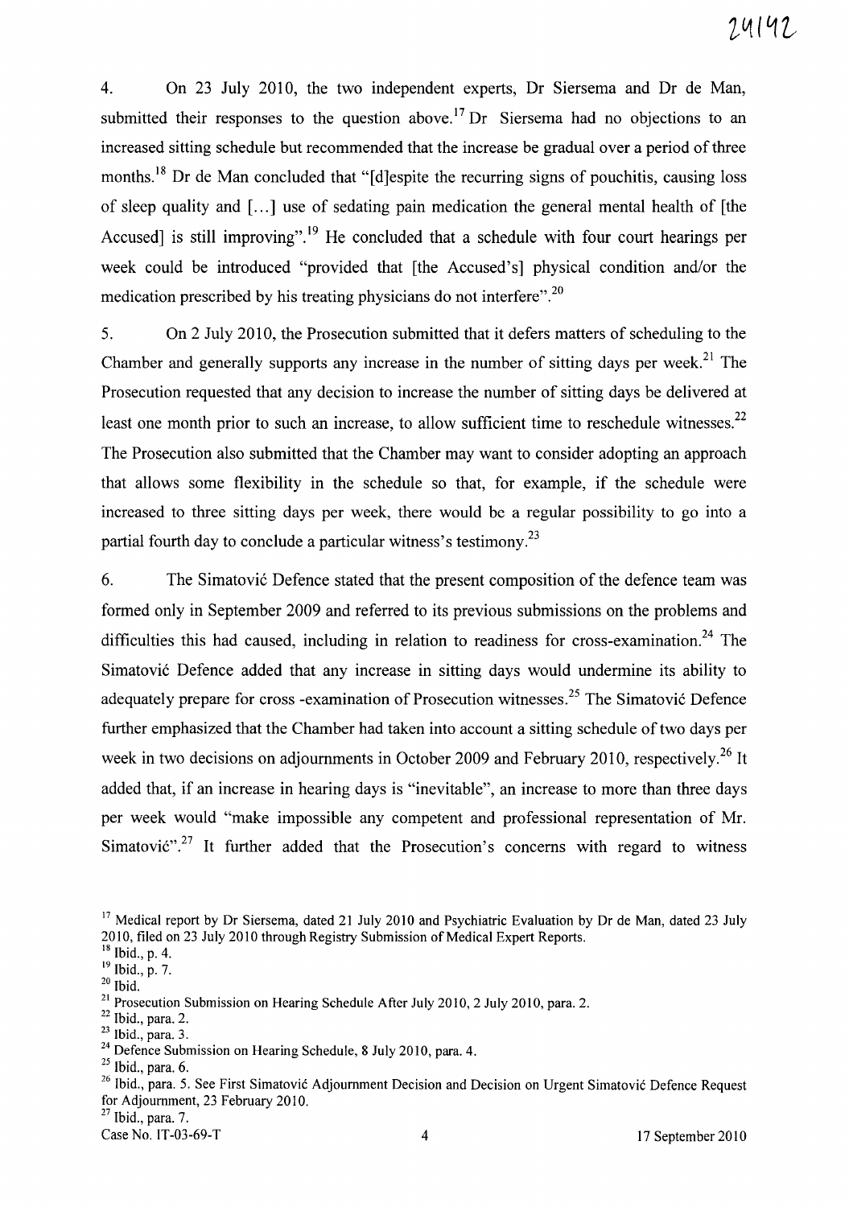4. On 23 July 2010, the two independent experts, Dr Siersema and Dr de Man, submitted their responses to the question above.[17] Dr Siersema had no objections to an increased sitting schedule but recommended that the increase be gradual over a period of three months.[18] Dr de Man concluded that "[d]espite the recurring signs of pouchitis, causing loss of sleep quality and [...] use of sedating pain medication the general mental health of [the Accused] is still improving".[19] He concluded that a schedule with four court hearings per week could be introduced "provided that [the Accused's] physical condition and/or the medication prescribed by his treating physicians do not interfere".[20]

5. On 2 July 2010, the Prosecution submitted that it defers matters of scheduling to the Chamber and generally supports any increase in the number of sitting days per week.[21] The Prosecution requested that any decision to increase the number of sitting days be delivered at least one month prior to such an increase, to allow sufficient time to reschedule witnesses.[22] The Prosecution also submitted that the Chamber may want to consider adopting an approach that allows some flexibility in the schedule so that, for example, if the schedule were increased to three sitting days per week, there would be a regular possibility to go into a partial fourth day to conclude a particular witness's testimony.[23]

6. The Simatović Defence stated that the present composition of the defence team was formed only in September 2009 and referred to its previous submissions on the problems and difficulties this had caused, including in relation to readiness for cross-examination.[24] The Simatović Defence added that any increase in sitting days would undermine its ability to adequately prepare for cross -examination of Prosecution witnesses.[25] The Simatović Defence further emphasized that the Chamber had taken into account a sitting schedule of two days per week in two decisions on adjournments in October 2009 and February 2010, respectively.[26] It added that, if an increase in hearing days is "inevitable", an increase to more than three days per week would "make impossible any competent and professional representation of Mr. Simatović".[27] It further added that the Prosecution's concerns with regard to witness

---

[17] Medical report by Dr Siersema, dated 21 July 2010 and Psychiatric Evaluation by Dr de Man, dated 23 July 2010, filed on 23 July 2010 through Registry Submission of Medical Expert Reports.

[18] Ibid., p. 4.

[19] Ibid., p. 7.

[20] Ibid.

[21] Prosecution Submission on Hearing Schedule After July 2010, 2 July 2010, para. 2.

[22] Ibid., para. 2.

[23] Ibid., para. 3.

[24] Defence Submission on Hearing Schedule, 8 July 2010, para. 4.

[25] Ibid., para. 6.

[26] Ibid., para. 5. See First Simatović Adjournment Decision and Decision on Urgent Simatović Defence Request for Adjournment, 23 February 2010.

[27] Ibid., para. 7.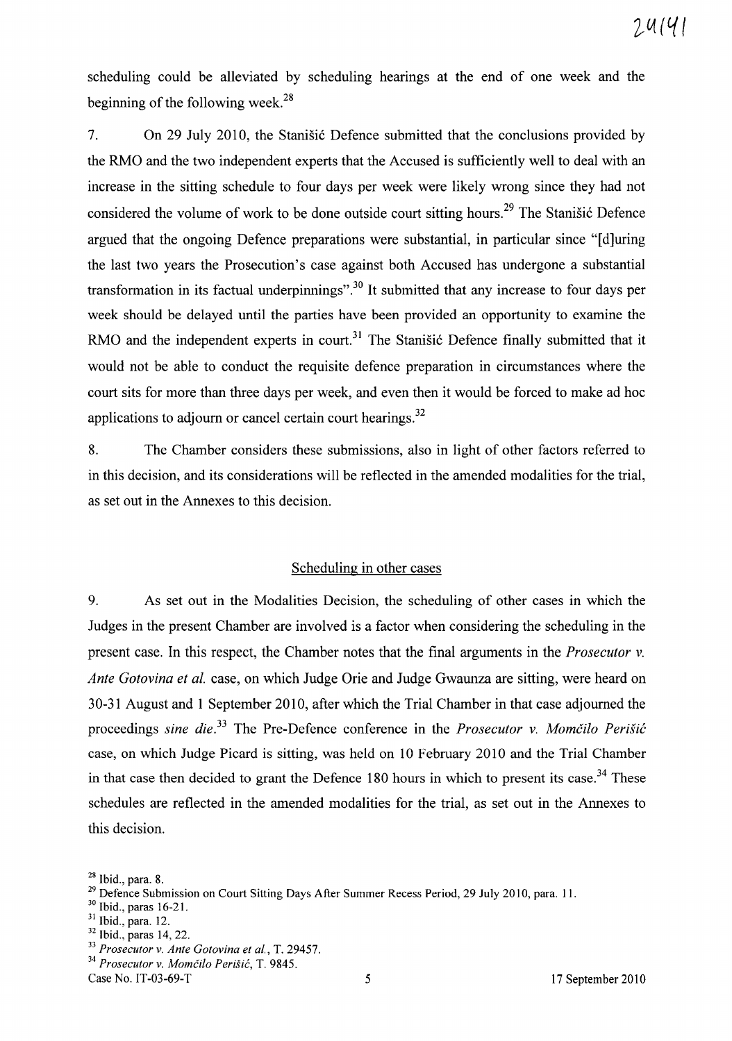scheduling could be alleviated by scheduling hearings at the end of one week and the beginning of the following week.[28]

7. On 29 July 2010, the Stanišić Defence submitted that the conclusions provided by the RMO and the two independent experts that the Accused is sufficiently well to deal with an increase in the sitting schedule to four days per week were likely wrong since they had not considered the volume of work to be done outside court sitting hours.[29] The Stanišić Defence argued that the ongoing Defence preparations were substantial, in particular since "[d]uring the last two years the Prosecution's case against both Accused has undergone a substantial transformation in its factual underpinnings".[30] It submitted that any increase to four days per week should be delayed until the parties have been provided an opportunity to examine the RMO and the independent experts in court.[31] The Stanišić Defence finally submitted that it would not be able to conduct the requisite defence preparation in circumstances where the court sits for more than three days per week, and even then it would be forced to make ad hoc applications to adjourn or cancel certain court hearings.[32]

8. The Chamber considers these submissions, also in light of other factors referred to in this decision, and its considerations will be reflected in the amended modalities for the trial, as set out in the Annexes to this decision.

## Scheduling in other cases

9. As set out in the Modalities Decision, the scheduling of other cases in which the Judges in the present Chamber are involved is a factor when considering the scheduling in the present case. In this respect, the Chamber notes that the final arguments in the *Prosecutor v. Ante Gotovina et al.* case, on which Judge Orie and Judge Gwaunza are sitting, were heard on 30-31 August and 1 September 2010, after which the Trial Chamber in that case adjourned the proceedings *sine die*.[33] The Pre-Defence conference in the *Prosecutor v. Momčilo Perišić* case, on which Judge Picard is sitting, was held on 10 February 2010 and the Trial Chamber in that case then decided to grant the Defence 180 hours in which to present its case.[34] These schedules are reflected in the amended modalities for the trial, as set out in the Annexes to this decision.

---

[28] Ibid., para. 8.
[29] Defence Submission on Court Sitting Days After Summer Recess Period, 29 July 2010, para. 11.
[30] Ibid., paras 16-21.
[31] Ibid., para. 12.
[32] Ibid., paras 14, 22.
[33] *Prosecutor v. Ante Gotovina et al.*, T. 29457.
[34] *Prosecutor v. Momčilo Perišić*, T. 9845.

Case No. IT-03-69-T 17 September 2010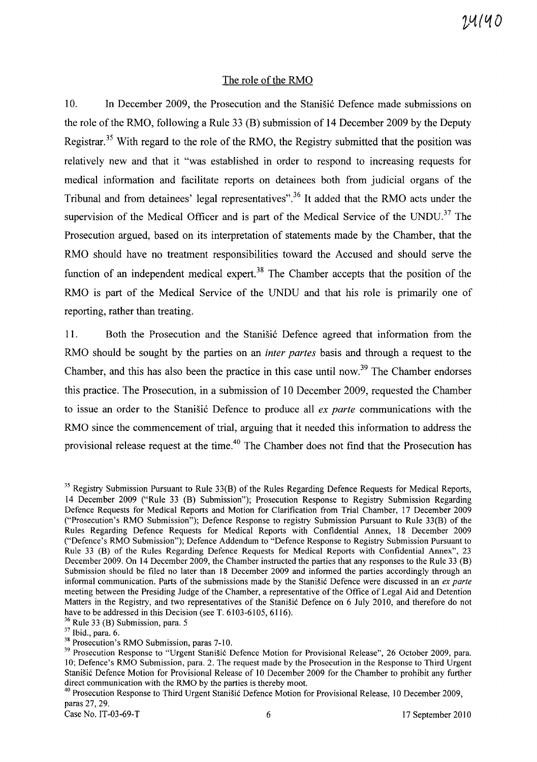## The role of the RMO

10. In December 2009, the Prosecution and the Stanišić Defence made submissions on the role of the RMO, following a Rule 33 (B) submission of 14 December 2009 by the Deputy Registrar.[35] With regard to the role of the RMO, the Registry submitted that the position was relatively new and that it "was established in order to respond to increasing requests for medical information and facilitate reports on detainees both from judicial organs of the Tribunal and from detainees' legal representatives".[36] It added that the RMO acts under the supervision of the Medical Officer and is part of the Medical Service of the UNDU.[37] The Prosecution argued, based on its interpretation of statements made by the Chamber, that the RMO should have no treatment responsibilities toward the Accused and should serve the function of an independent medical expert.[38] The Chamber accepts that the position of the RMO is part of the Medical Service of the UNDU and that his role is primarily one of reporting, rather than treating.

11. Both the Prosecution and the Stanišić Defence agreed that information from the RMO should be sought by the parties on an *inter partes* basis and through a request to the Chamber, and this has also been the practice in this case until now.[39] The Chamber endorses this practice. The Prosecution, in a submission of 10 December 2009, requested the Chamber to issue an order to the Stanišić Defence to produce all *ex parte* communications with the RMO since the commencement of trial, arguing that it needed this information to address the provisional release request at the time.[40] The Chamber does not find that the Prosecution has

---

[35] Registry Submission Pursuant to Rule 33(B) of the Rules Regarding Defence Requests for Medical Reports, 14 December 2009 ("Rule 33 (B) Submission"); Prosecution Response to Registry Submission Regarding Defence Requests for Medical Reports and Motion for Clarification from Trial Chamber, 17 December 2009 ("Prosecution's RMO Submission"); Defence Response to registry Submission Pursuant to Rule 33(B) of the Rules Regarding Defence Requests for Medical Reports with Confidential Annex, 18 December 2009 ("Defence's RMO Submission"); Defence Addendum to "Defence Response to Registry Submission Pursuant to Rule 33 (B) of the Rules Regarding Defence Requests for Medical Reports with Confidential Annex", 23 December 2009. On 14 December 2009, the Chamber instructed the parties that any responses to the Rule 33 (B) Submission should be filed no later than 18 December 2009 and informed the parties accordingly through an informal communication. Parts of the submissions made by the Stanišić Defence were discussed in an *ex parte* meeting between the Presiding Judge of the Chamber, a representative of the Office of Legal Aid and Detention Matters in the Registry, and two representatives of the Stanišić Defence on 6 July 2010, and therefore do not have to be addressed in this Decision (see T. 6103-6105, 6116).

[36] Rule 33 (B) Submission, para. 5

[37] Ibid., para. 6.

[38] Prosecution's RMO Submission, paras 7-10.

[39] Prosecution Response to "Urgent Stanišić Defence Motion for Provisional Release", 26 October 2009, para. 10; Defence's RMO Submission, para. 2. The request made by the Prosecution in the Response to Third Urgent Stanišić Defence Motion for Provisional Release of 10 December 2009 for the Chamber to prohibit any further direct communication with the RMO by the parties is thereby moot.

[40] Prosecution Response to Third Urgent Stanišić Defence Motion for Provisional Release, 10 December 2009, paras 27, 29.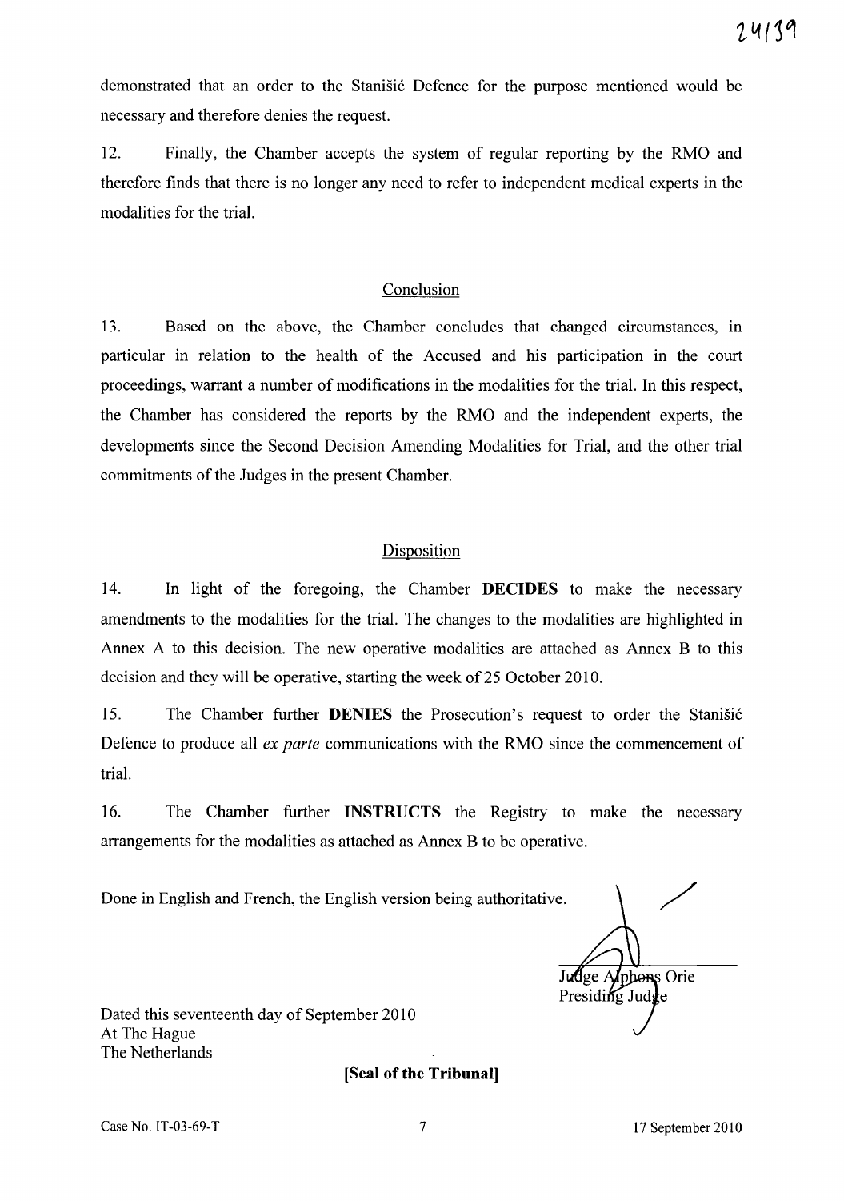demonstrated that an order to the Stanišić Defence for the purpose mentioned would be necessary and therefore denies the request.

12. Finally, the Chamber accepts the system of regular reporting by the RMO and therefore finds that there is no longer any need to refer to independent medical experts in the modalities for the trial.

## Conclusion

13. Based on the above, the Chamber concludes that changed circumstances, in particular in relation to the health of the Accused and his participation in the court proceedings, warrant a number of modifications in the modalities for the trial. In this respect, the Chamber has considered the reports by the RMO and the independent experts, the developments since the Second Decision Amending Modalities for Trial, and the other trial commitments of the Judges in the present Chamber.

## Disposition

14. In light of the foregoing, the Chamber **DECIDES** to make the necessary amendments to the modalities for the trial. The changes to the modalities are highlighted in Annex A to this decision. The new operative modalities are attached as Annex B to this decision and they will be operative, starting the week of 25 October 2010.

15. The Chamber further **DENIES** the Prosecution's request to order the Stanišić Defence to produce all *ex parte* communications with the RMO since the commencement of trial.

16. The Chamber further **INSTRUCTS** the Registry to make the necessary arrangements for the modalities as attached as Annex B to be operative.

Done in English and French, the English version being authoritative.

Judge Alphons Orie
Presiding Judge

Dated this seventeenth day of September 2010
At The Hague
The Netherlands

**[Seal of the Tribunal]**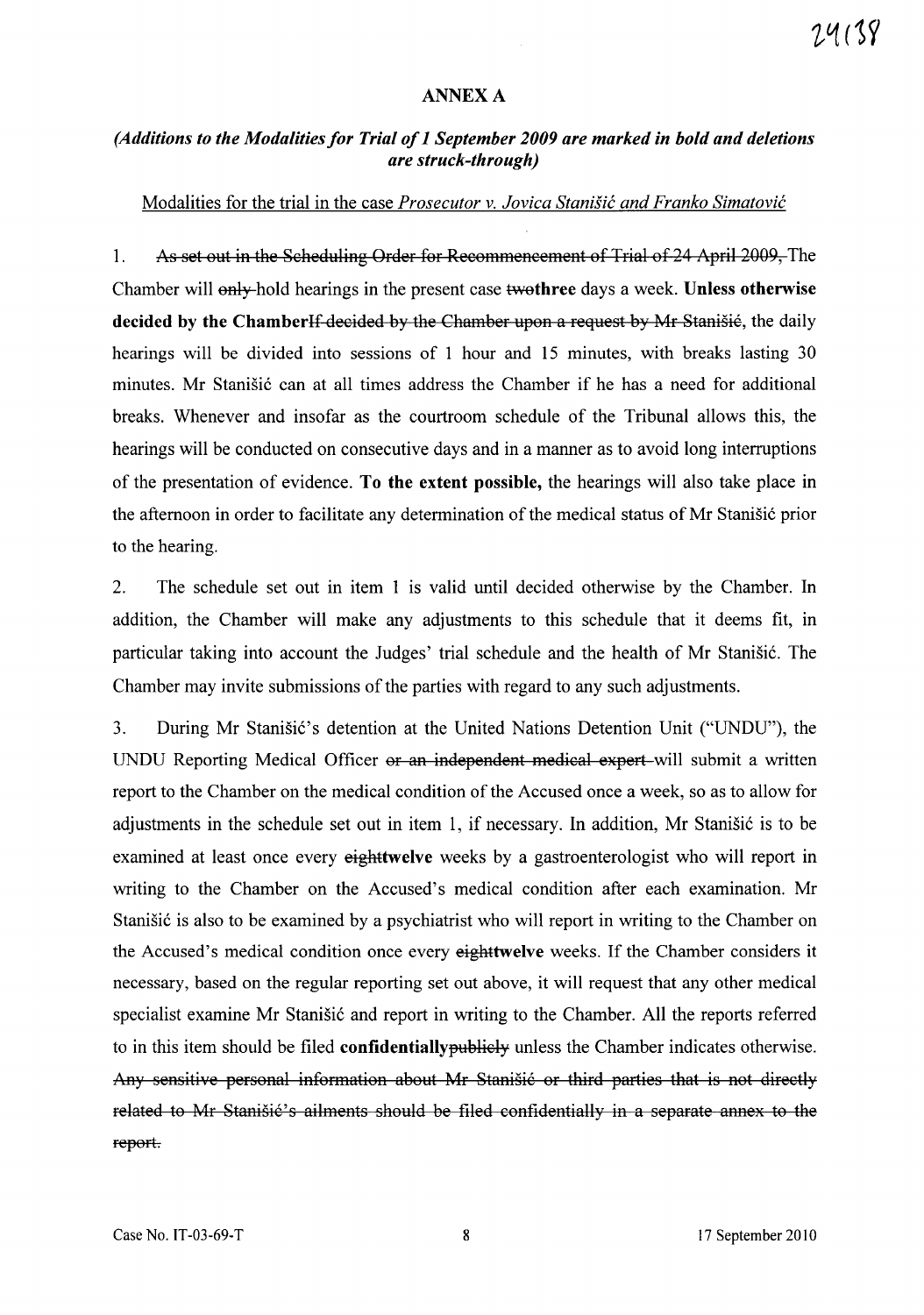24138

**ANNEX A**

***(Additions to the Modalities for Trial of 1 September 2009 are marked in bold and deletions are struck-through)***

Modalities for the trial in the case *Prosecutor v. Jovica Stanišić and Franko Simatović*

1. ~~As set out in the Scheduling Order for Recommencement of Trial of 24 April 2009,~~ The Chamber will ~~only~~ hold hearings in the present case ~~two~~**three** days a week. **Unless otherwise decided by the Chamber**~~If decided by the Chamber upon a request by Mr Stanišić~~, the daily hearings will be divided into sessions of 1 hour and 15 minutes, with breaks lasting 30 minutes. Mr Stanišić can at all times address the Chamber if he has a need for additional breaks. Whenever and insofar as the courtroom schedule of the Tribunal allows this, the hearings will be conducted on consecutive days and in a manner as to avoid long interruptions of the presentation of evidence. **To the extent possible,** the hearings will also take place in the afternoon in order to facilitate any determination of the medical status of Mr Stanišić prior to the hearing.

2. The schedule set out in item 1 is valid until decided otherwise by the Chamber. In addition, the Chamber will make any adjustments to this schedule that it deems fit, in particular taking into account the Judges' trial schedule and the health of Mr Stanišić. The Chamber may invite submissions of the parties with regard to any such adjustments.

3. During Mr Stanišić's detention at the United Nations Detention Unit ("UNDU"), the UNDU Reporting Medical Officer ~~or an independent medical expert~~ will submit a written report to the Chamber on the medical condition of the Accused once a week, so as to allow for adjustments in the schedule set out in item 1, if necessary. In addition, Mr Stanišić is to be examined at least once every ~~eight~~**twelve** weeks by a gastroenterologist who will report in writing to the Chamber on the Accused's medical condition after each examination. Mr Stanišić is also to be examined by a psychiatrist who will report in writing to the Chamber on the Accused's medical condition once every ~~eight~~**twelve** weeks. If the Chamber considers it necessary, based on the regular reporting set out above, it will request that any other medical specialist examine Mr Stanišić and report in writing to the Chamber. All the reports referred to in this item should be filed **confidentially**~~publicly~~ unless the Chamber indicates otherwise. ~~Any sensitive personal information about Mr Stanišić or third parties that is not directly related to Mr Stanišić's ailments should be filed confidentially in a separate annex to the report.~~

Case No. IT-03-69-T 17 September 2010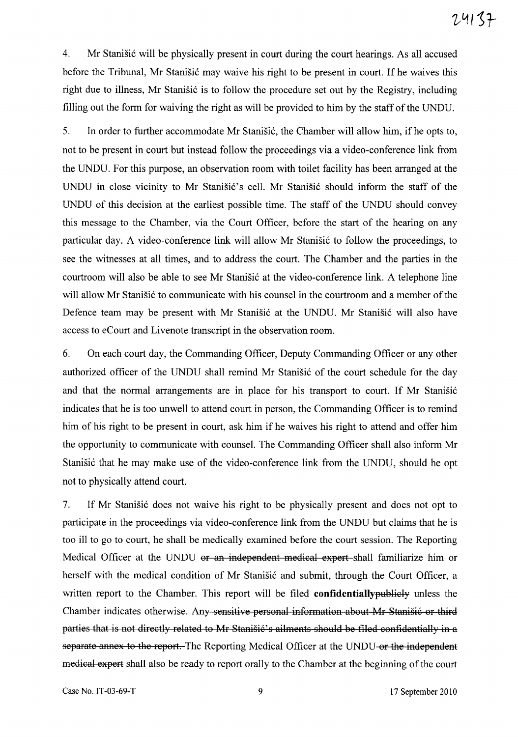4. Mr Stanišić will be physically present in court during the court hearings. As all accused before the Tribunal, Mr Stanišić may waive his right to be present in court. If he waives this right due to illness, Mr Stanišić is to follow the procedure set out by the Registry, including filling out the form for waiving the right as will be provided to him by the staff of the UNDU.

5. In order to further accommodate Mr Stanišić, the Chamber will allow him, if he opts to, not to be present in court but instead follow the proceedings via a video-conference link from the UNDU. For this purpose, an observation room with toilet facility has been arranged at the UNDU in close vicinity to Mr Stanišić's cell. Mr Stanišić should inform the staff of the UNDU of this decision at the earliest possible time. The staff of the UNDU should convey this message to the Chamber, via the Court Officer, before the start of the hearing on any particular day. A video-conference link will allow Mr Stanišić to follow the proceedings, to see the witnesses at all times, and to address the court. The Chamber and the parties in the courtroom will also be able to see Mr Stanišić at the video-conference link. A telephone line will allow Mr Stanišić to communicate with his counsel in the courtroom and a member of the Defence team may be present with Mr Stanišić at the UNDU. Mr Stanišić will also have access to eCourt and Livenote transcript in the observation room.

6. On each court day, the Commanding Officer, Deputy Commanding Officer or any other authorized officer of the UNDU shall remind Mr Stanišić of the court schedule for the day and that the normal arrangements are in place for his transport to court. If Mr Stanišić indicates that he is too unwell to attend court in person, the Commanding Officer is to remind him of his right to be present in court, ask him if he waives his right to attend and offer him the opportunity to communicate with counsel. The Commanding Officer shall also inform Mr Stanišić that he may make use of the video-conference link from the UNDU, should he opt not to physically attend court.

7. If Mr Stanišić does not waive his right to be physically present and does not opt to participate in the proceedings via video-conference link from the UNDU but claims that he is too ill to go to court, he shall be medically examined before the court session. The Reporting Medical Officer at the UNDU ~~or an independent medical expert~~ shall familiarize him or herself with the medical condition of Mr Stanišić and submit, through the Court Officer, a written report to the Chamber. This report will be filed **confidentially**~~publicly~~ unless the Chamber indicates otherwise. ~~Any sensitive personal information about Mr Stanišić or third parties that is not directly related to Mr Stanišić's ailments should be filed confidentially in a separate annex to the report.~~ The Reporting Medical Officer at the UNDU ~~or the independent medical expert~~ shall also be ready to report orally to the Chamber at the beginning of the court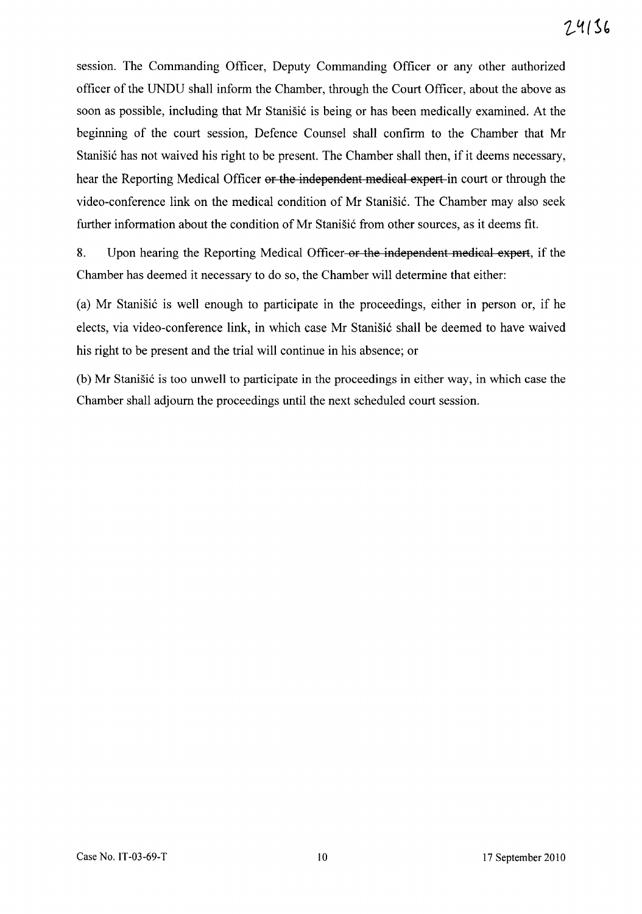session. The Commanding Officer, Deputy Commanding Officer or any other authorized officer of the UNDU shall inform the Chamber, through the Court Officer, about the above as soon as possible, including that Mr Stanišić is being or has been medically examined. At the beginning of the court session, Defence Counsel shall confirm to the Chamber that Mr Stanišić has not waived his right to be present. The Chamber shall then, if it deems necessary, hear the Reporting Medical Officer ~~or the independent medical expert~~ in court or through the video-conference link on the medical condition of Mr Stanišić. The Chamber may also seek further information about the condition of Mr Stanišić from other sources, as it deems fit.

8. Upon hearing the Reporting Medical Officer ~~or the independent medical expert~~, if the Chamber has deemed it necessary to do so, the Chamber will determine that either:

(a) Mr Stanišić is well enough to participate in the proceedings, either in person or, if he elects, via video-conference link, in which case Mr Stanišić shall be deemed to have waived his right to be present and the trial will continue in his absence; or

(b) Mr Stanišić is too unwell to participate in the proceedings in either way, in which case the Chamber shall adjourn the proceedings until the next scheduled court session.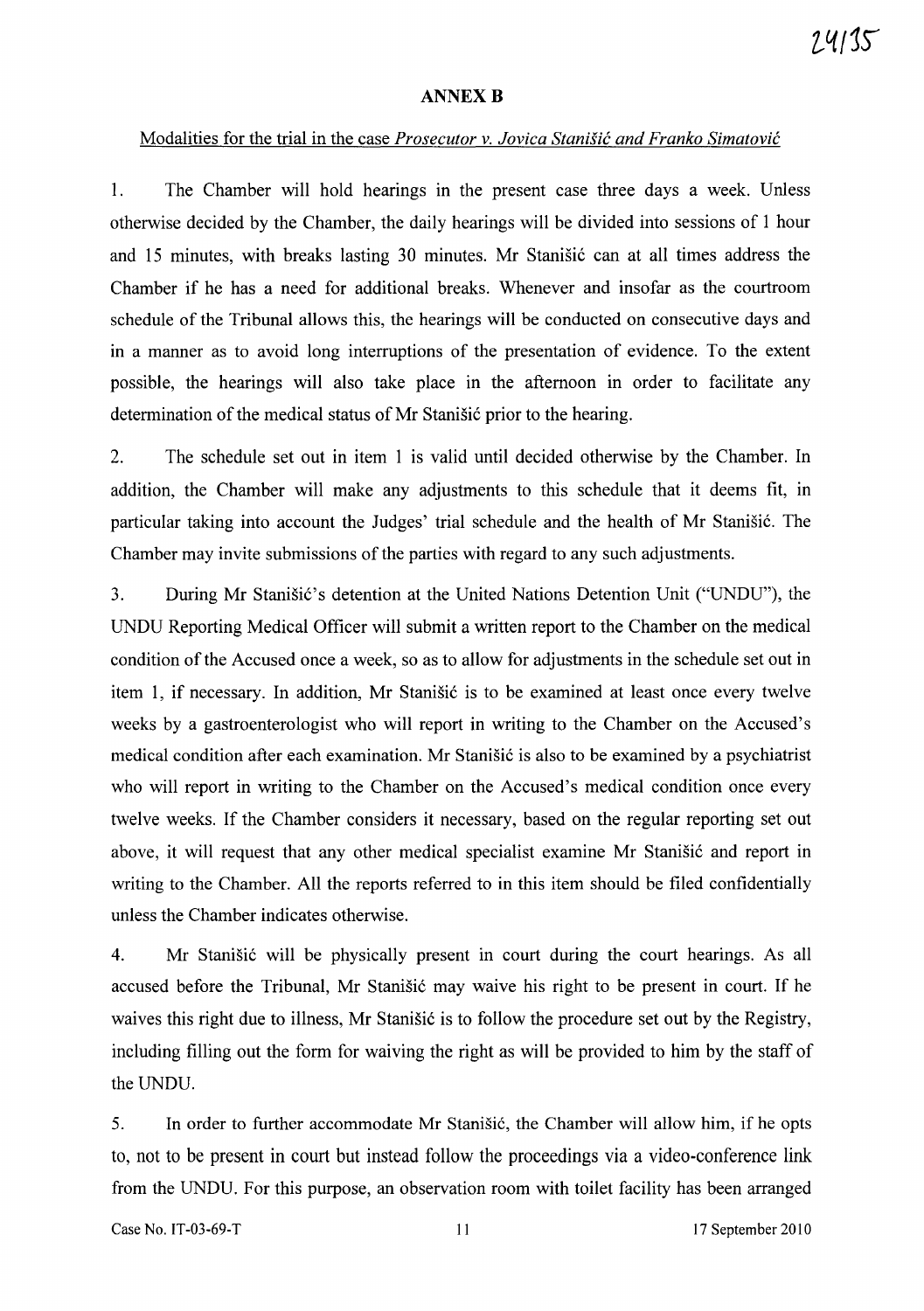## ANNEX B

Modalities for the trial in the case *Prosecutor v. Jovica Stanišić and Franko Simatović*

1. The Chamber will hold hearings in the present case three days a week. Unless otherwise decided by the Chamber, the daily hearings will be divided into sessions of 1 hour and 15 minutes, with breaks lasting 30 minutes. Mr Stanišić can at all times address the Chamber if he has a need for additional breaks. Whenever and insofar as the courtroom schedule of the Tribunal allows this, the hearings will be conducted on consecutive days and in a manner as to avoid long interruptions of the presentation of evidence. To the extent possible, the hearings will also take place in the afternoon in order to facilitate any determination of the medical status of Mr Stanišić prior to the hearing.

2. The schedule set out in item 1 is valid until decided otherwise by the Chamber. In addition, the Chamber will make any adjustments to this schedule that it deems fit, in particular taking into account the Judges' trial schedule and the health of Mr Stanišić. The Chamber may invite submissions of the parties with regard to any such adjustments.

3. During Mr Stanišić's detention at the United Nations Detention Unit ("UNDU"), the UNDU Reporting Medical Officer will submit a written report to the Chamber on the medical condition of the Accused once a week, so as to allow for adjustments in the schedule set out in item 1, if necessary. In addition, Mr Stanišić is to be examined at least once every twelve weeks by a gastroenterologist who will report in writing to the Chamber on the Accused's medical condition after each examination. Mr Stanišić is also to be examined by a psychiatrist who will report in writing to the Chamber on the Accused's medical condition once every twelve weeks. If the Chamber considers it necessary, based on the regular reporting set out above, it will request that any other medical specialist examine Mr Stanišić and report in writing to the Chamber. All the reports referred to in this item should be filed confidentially unless the Chamber indicates otherwise.

4. Mr Stanišić will be physically present in court during the court hearings. As all accused before the Tribunal, Mr Stanišić may waive his right to be present in court. If he waives this right due to illness, Mr Stanišić is to follow the procedure set out by the Registry, including filling out the form for waiving the right as will be provided to him by the staff of the UNDU.

5. In order to further accommodate Mr Stanišić, the Chamber will allow him, if he opts to, not to be present in court but instead follow the proceedings via a video-conference link from the UNDU. For this purpose, an observation room with toilet facility has been arranged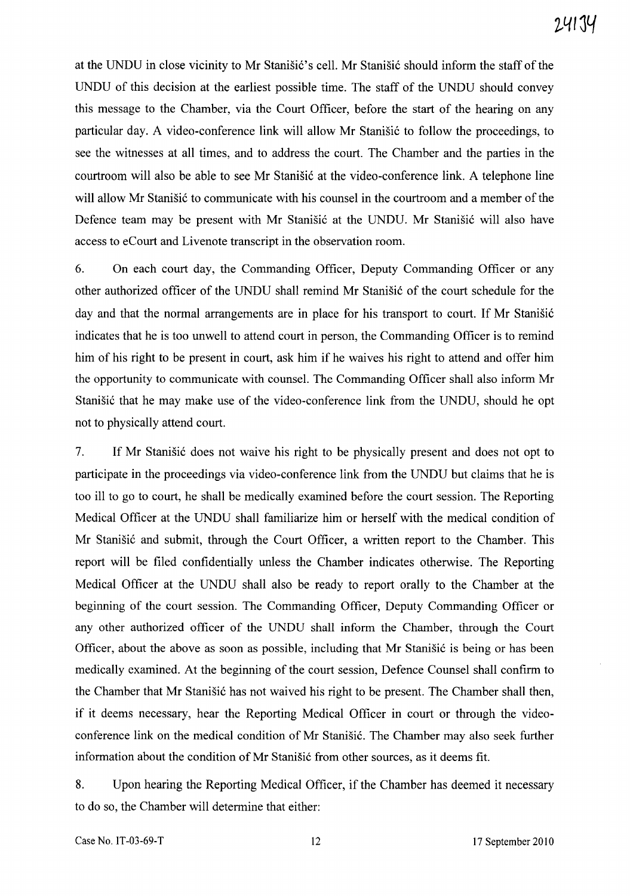at the UNDU in close vicinity to Mr Stanišić's cell. Mr Stanišić should inform the staff of the UNDU of this decision at the earliest possible time. The staff of the UNDU should convey this message to the Chamber, via the Court Officer, before the start of the hearing on any particular day. A video-conference link will allow Mr Stanišić to follow the proceedings, to see the witnesses at all times, and to address the court. The Chamber and the parties in the courtroom will also be able to see Mr Stanišić at the video-conference link. A telephone line will allow Mr Stanišić to communicate with his counsel in the courtroom and a member of the Defence team may be present with Mr Stanišić at the UNDU. Mr Stanišić will also have access to eCourt and Livenote transcript in the observation room.

6. On each court day, the Commanding Officer, Deputy Commanding Officer or any other authorized officer of the UNDU shall remind Mr Stanišić of the court schedule for the day and that the normal arrangements are in place for his transport to court. If Mr Stanišić indicates that he is too unwell to attend court in person, the Commanding Officer is to remind him of his right to be present in court, ask him if he waives his right to attend and offer him the opportunity to communicate with counsel. The Commanding Officer shall also inform Mr Stanišić that he may make use of the video-conference link from the UNDU, should he opt not to physically attend court.

7. If Mr Stanišić does not waive his right to be physically present and does not opt to participate in the proceedings via video-conference link from the UNDU but claims that he is too ill to go to court, he shall be medically examined before the court session. The Reporting Medical Officer at the UNDU shall familiarize him or herself with the medical condition of Mr Stanišić and submit, through the Court Officer, a written report to the Chamber. This report will be filed confidentially unless the Chamber indicates otherwise. The Reporting Medical Officer at the UNDU shall also be ready to report orally to the Chamber at the beginning of the court session. The Commanding Officer, Deputy Commanding Officer or any other authorized officer of the UNDU shall inform the Chamber, through the Court Officer, about the above as soon as possible, including that Mr Stanišić is being or has been medically examined. At the beginning of the court session, Defence Counsel shall confirm to the Chamber that Mr Stanišić has not waived his right to be present. The Chamber shall then, if it deems necessary, hear the Reporting Medical Officer in court or through the video-conference link on the medical condition of Mr Stanišić. The Chamber may also seek further information about the condition of Mr Stanišić from other sources, as it deems fit.

8. Upon hearing the Reporting Medical Officer, if the Chamber has deemed it necessary to do so, the Chamber will determine that either: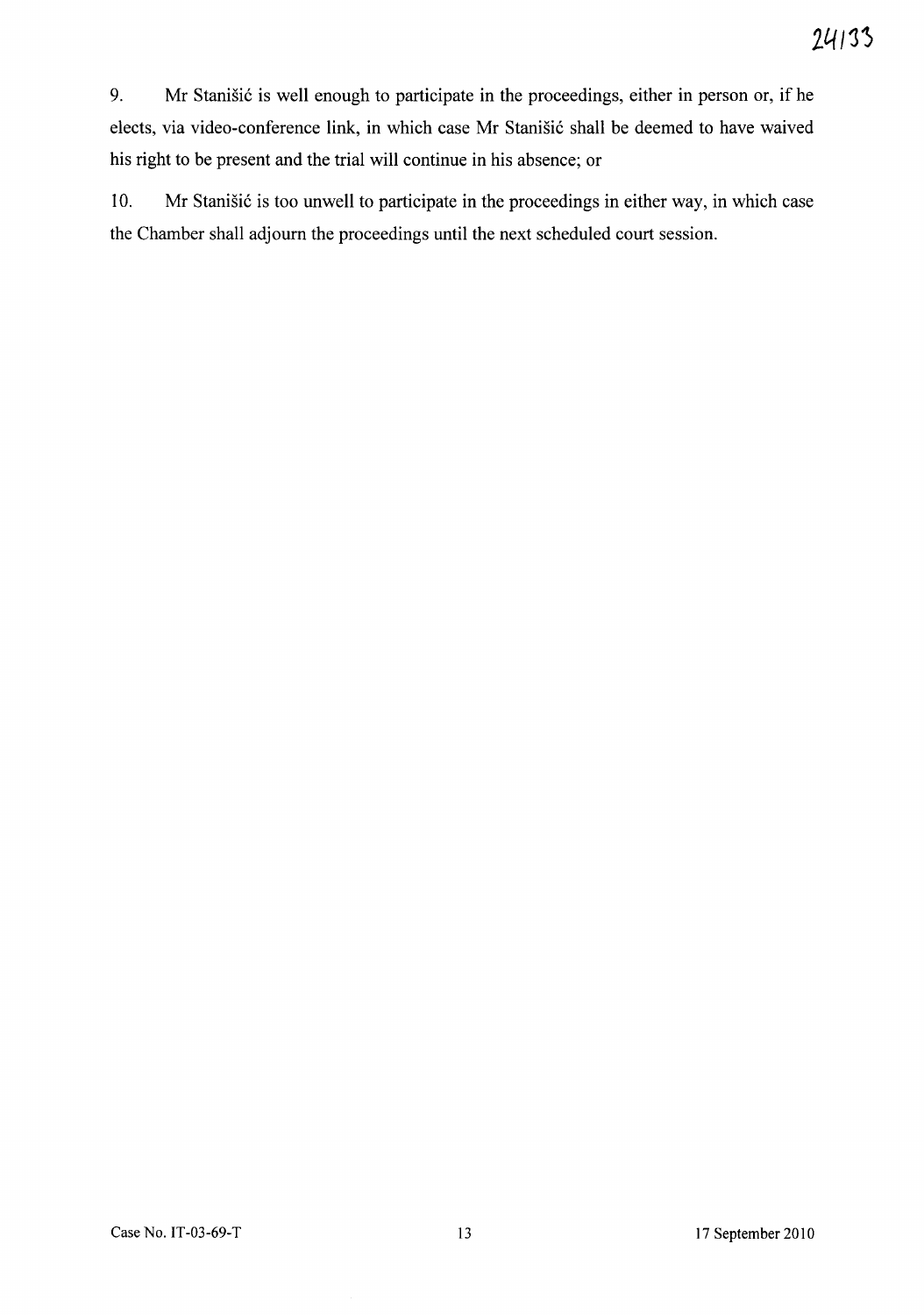9. Mr Stanišić is well enough to participate in the proceedings, either in person or, if he elects, via video-conference link, in which case Mr Stanišić shall be deemed to have waived his right to be present and the trial will continue in his absence; or

10. Mr Stanišić is too unwell to participate in the proceedings in either way, in which case the Chamber shall adjourn the proceedings until the next scheduled court session.